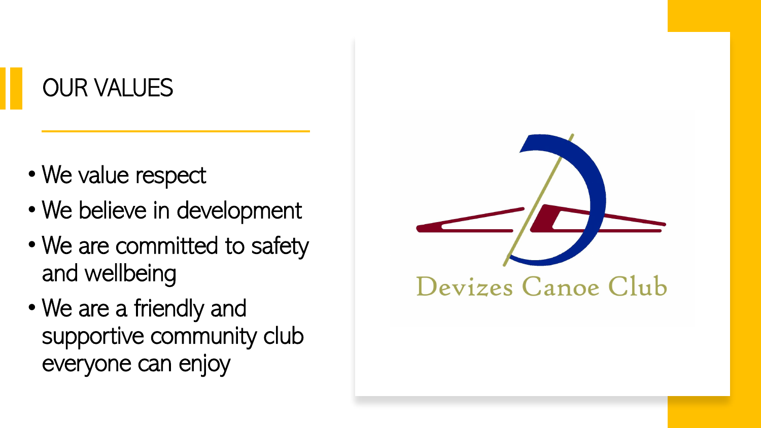# OUR VALUES

- We value respect
- We believe in development
- We are committed to safety and wellbeing
- We are a friendly and supportive community club everyone can enjoy

Devizes Canoe Club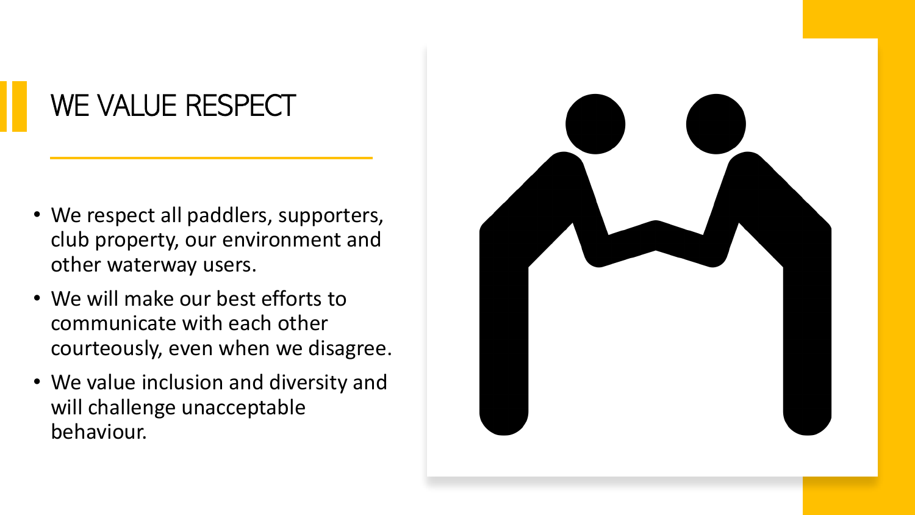# WE VALUE RESPECT

- We respect all paddlers, supporters, club property, our environment and other waterway users.
- We will make our best efforts to communicate with each other courteously, even when we disagree.
- We value inclusion and diversity and will challenge unacceptable behaviour.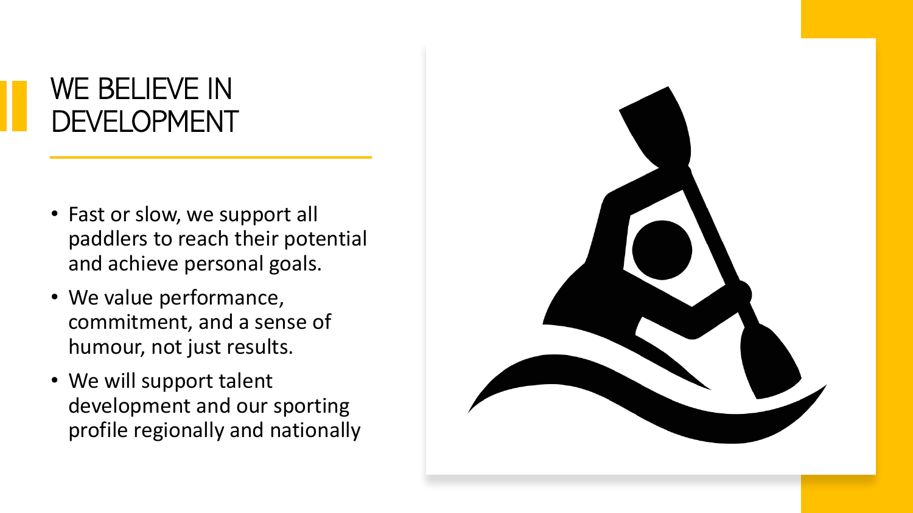# WE BELIEVE IN DEVELOPMENT

- Fast or slow, we support all paddlers to reach their potential and achieve personal goals.
- We value performance, commitment, and a sense of humour, not just results.
- We will support talent development and our sporting profile regionally and nationally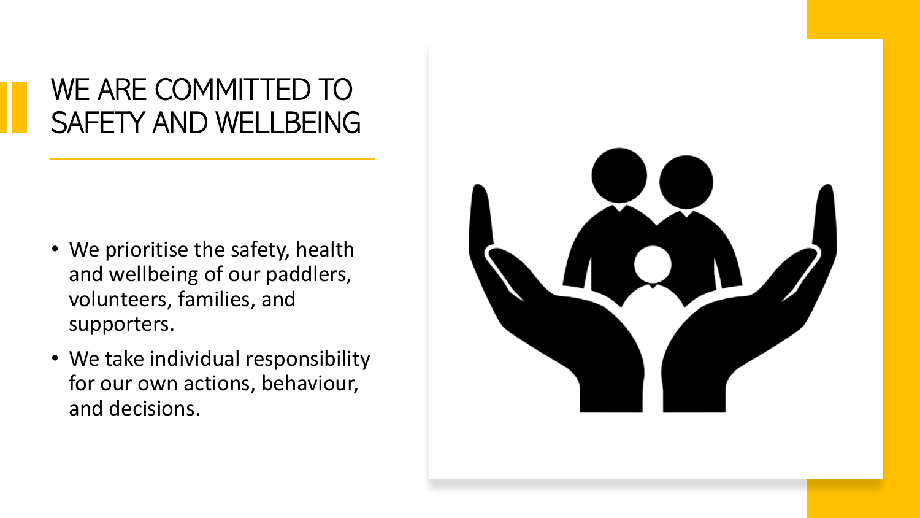# WE ARE COMMITTED TO SAFETY AND WELLBEING

- We prioritise the safety, health and wellbeing of our paddlers, volunteers, families, and supporters.
- We take individual responsibility for our own actions, behaviour, and decisions.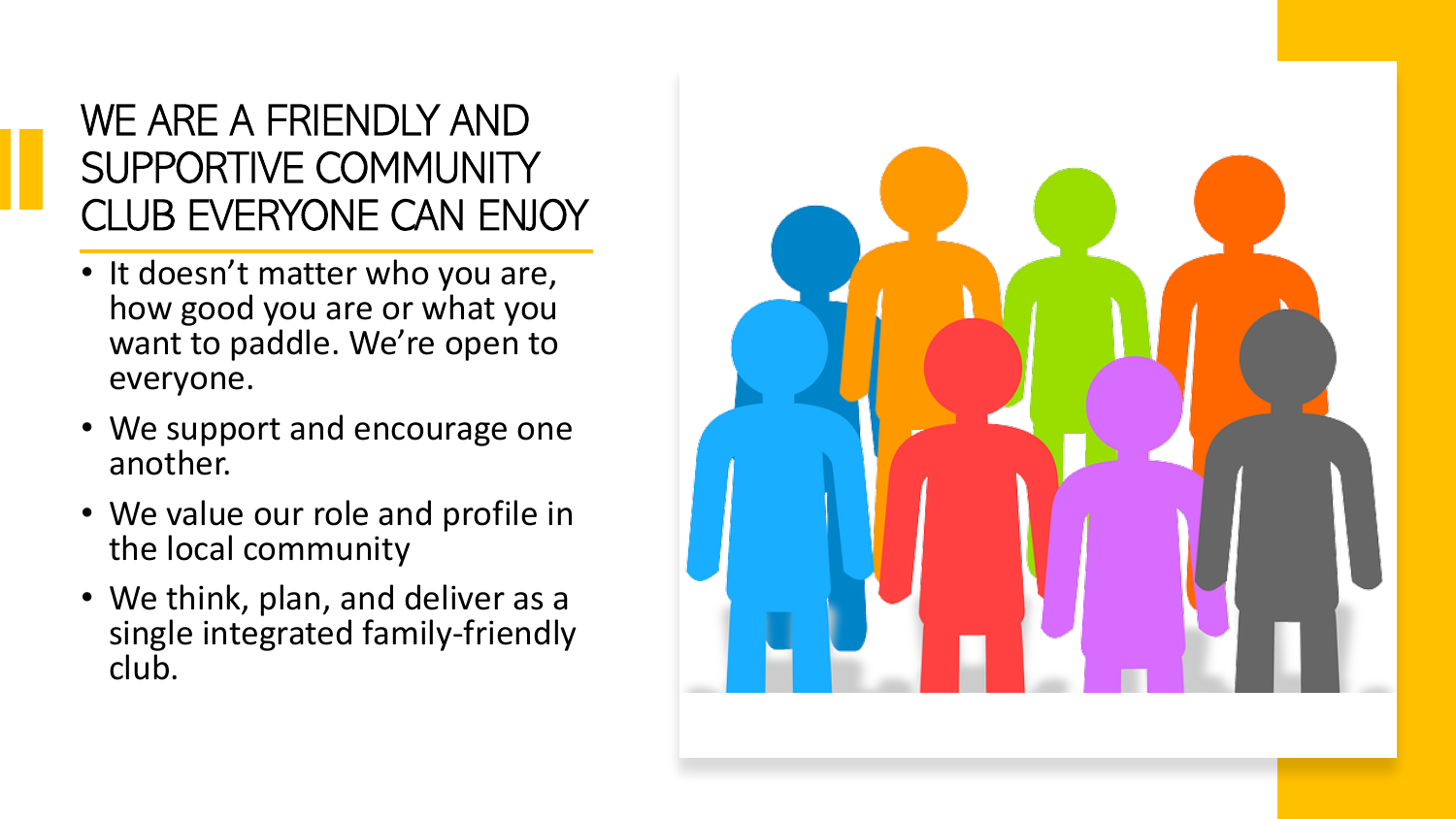# WE ARE A FRIENDLY AND SUPPORTIVE COMMUNITY CLUB EVERYONE CAN ENJOY

- It doesn't matter who you are, how good you are or what you want to paddle. We're open to everyone.
- We support and encourage one another.
- We value our role and profile in the local community
- We think, plan, and deliver as a single integrated family-friendly club.